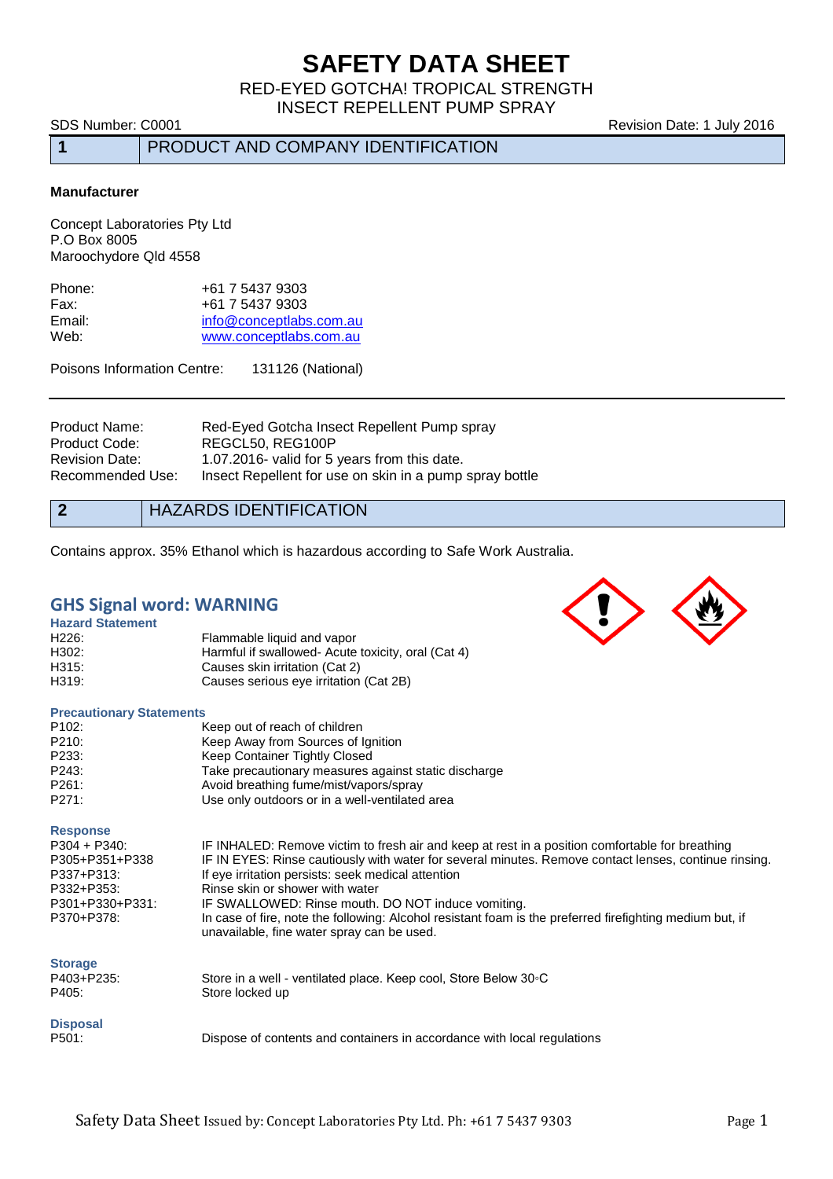# SAFETY DATA SHEET

RED-EYED GOTCHA! TROPICAL STRENGTH
INSECT REPELLENT PUMP SPRAY

SDS Number: C0001 | Revision Date: 1 July 2016

## 1 PRODUCT AND COMPANY IDENTIFICATION

**Manufacturer**

Concept Laboratories Pty Ltd
P.O Box 8005
Maroochydore Qld 4558

| | |
|---|---|
| Phone: | +61 7 5437 9303 |
| Fax: | +61 7 5437 9303 |
| Email: | info@conceptlabs.com.au |
| Web: | www.conceptlabs.com.au |

Poisons Information Centre: 131126 (National)

| | |
|---|---|
| Product Name: | Red-Eyed Gotcha Insect Repellent Pump spray |
| Product Code: | REGCL50, REG100P |
| Revision Date: | 1.07.2016- valid for 5 years from this date. |
| Recommended Use: | Insect Repellent for use on skin in a pump spray bottle |

## 2 HAZARDS IDENTIFICATION

Contains approx. 35% Ethanol which is hazardous according to Safe Work Australia.

### GHS Signal word: WARNING

**Hazard Statement**

| | |
|---|---|
| H226: | Flammable liquid and vapor |
| H302: | Harmful if swallowed- Acute toxicity, oral (Cat 4) |
| H315: | Causes skin irritation (Cat 2) |
| H319: | Causes serious eye irritation (Cat 2B) |

**Precautionary Statements**

| | |
|---|---|
| P102: | Keep out of reach of children |
| P210: | Keep Away from Sources of Ignition |
| P233: | Keep Container Tightly Closed |
| P243: | Take precautionary measures against static discharge |
| P261: | Avoid breathing fume/mist/vapors/spray |
| P271: | Use only outdoors or in a well-ventilated area |

**Response**

| | |
|---|---|
| P304 + P340: | IF INHALED: Remove victim to fresh air and keep at rest in a position comfortable for breathing |
| P305+P351+P338 | IF IN EYES: Rinse cautiously with water for several minutes. Remove contact lenses, continue rinsing. |
| P337+P313: | If eye irritation persists: seek medical attention |
| P332+P353: | Rinse skin or shower with water |
| P301+P330+P331: | IF SWALLOWED: Rinse mouth. DO NOT induce vomiting. |
| P370+P378: | In case of fire, note the following: Alcohol resistant foam is the preferred firefighting medium but, if unavailable, fine water spray can be used. |

**Storage**

| | |
|---|---|
| P403+P235: | Store in a well - ventilated place. Keep cool, Store Below 30◦C |
| P405: | Store locked up |

**Disposal**

| | |
|---|---|
| P501: | Dispose of contents and containers in accordance with local regulations |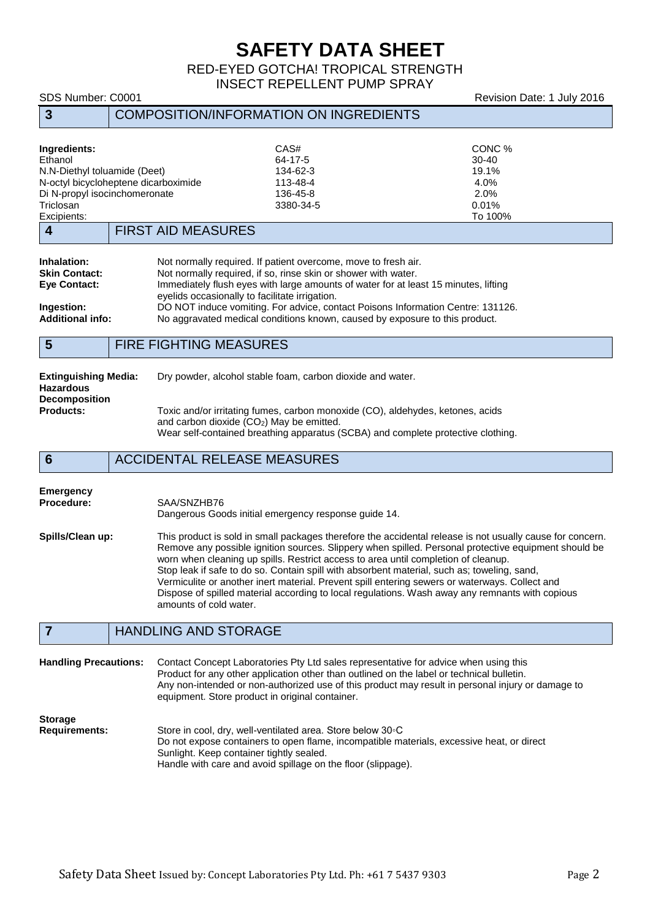# SAFETY DATA SHEET

RED-EYED GOTCHA! TROPICAL STRENGTH
INSECT REPELLENT PUMP SPRAY

SDS Number: C0001 Revision Date: 1 July 2016

## 3 COMPOSITION/INFORMATION ON INGREDIENTS

| Ingredients: | CAS# | CONC % |
|---|---|---|
| Ethanol | 64-17-5 | 30-40 |
| N.N-Diethyl toluamide (Deet) | 134-62-3 | 19.1% |
| N-octyl bicycloheptene dicarboximide | 113-48-4 | 4.0% |
| Di N-propyl isocinchomeronate | 136-45-8 | 2.0% |
| Triclosan | 3380-34-5 | 0.01% |
| Excipients: | | To 100% |

## 4 FIRST AID MEASURES

**Inhalation:** Not normally required. If patient overcome, move to fresh air.

**Skin Contact:** Not normally required, if so, rinse skin or shower with water.

**Eye Contact:** Immediately flush eyes with large amounts of water for at least 15 minutes, lifting eyelids occasionally to facilitate irrigation.

**Ingestion:** DO NOT induce vomiting. For advice, contact Poisons Information Centre: 131126.

**Additional info:** No aggravated medical conditions known, caused by exposure to this product.

## 5 FIRE FIGHTING MEASURES

**Extinguishing Media:** Dry powder, alcohol stable foam, carbon dioxide and water.

**Hazardous Decomposition Products:** Toxic and/or irritating fumes, carbon monoxide (CO), aldehydes, ketones, acids and carbon dioxide ($CO_2$) May be emitted.
Wear self-contained breathing apparatus (SCBA) and complete protective clothing.

## 6 ACCIDENTAL RELEASE MEASURES

**Emergency Procedure:** SAA/SNZHB76
Dangerous Goods initial emergency response guide 14.

**Spills/Clean up:** This product is sold in small packages therefore the accidental release is not usually cause for concern. Remove any possible ignition sources. Slippery when spilled. Personal protective equipment should be worn when cleaning up spills. Restrict access to area until completion of cleanup.
Stop leak if safe to do so. Contain spill with absorbent material, such as; toweling, sand, Vermiculite or another inert material. Prevent spill entering sewers or waterways. Collect and Dispose of spilled material according to local regulations. Wash away any remnants with copious amounts of cold water.

## 7 HANDLING AND STORAGE

**Handling Precautions:** Contact Concept Laboratories Pty Ltd sales representative for advice when using this Product for any other application other than outlined on the label or technical bulletin.
Any non-intended or non-authorized use of this product may result in personal injury or damage to equipment. Store product in original container.

**Storage Requirements:** Store in cool, dry, well-ventilated area. Store below 30◦C
Do not expose containers to open flame, incompatible materials, excessive heat, or direct Sunlight. Keep container tightly sealed.
Handle with care and avoid spillage on the floor (slippage).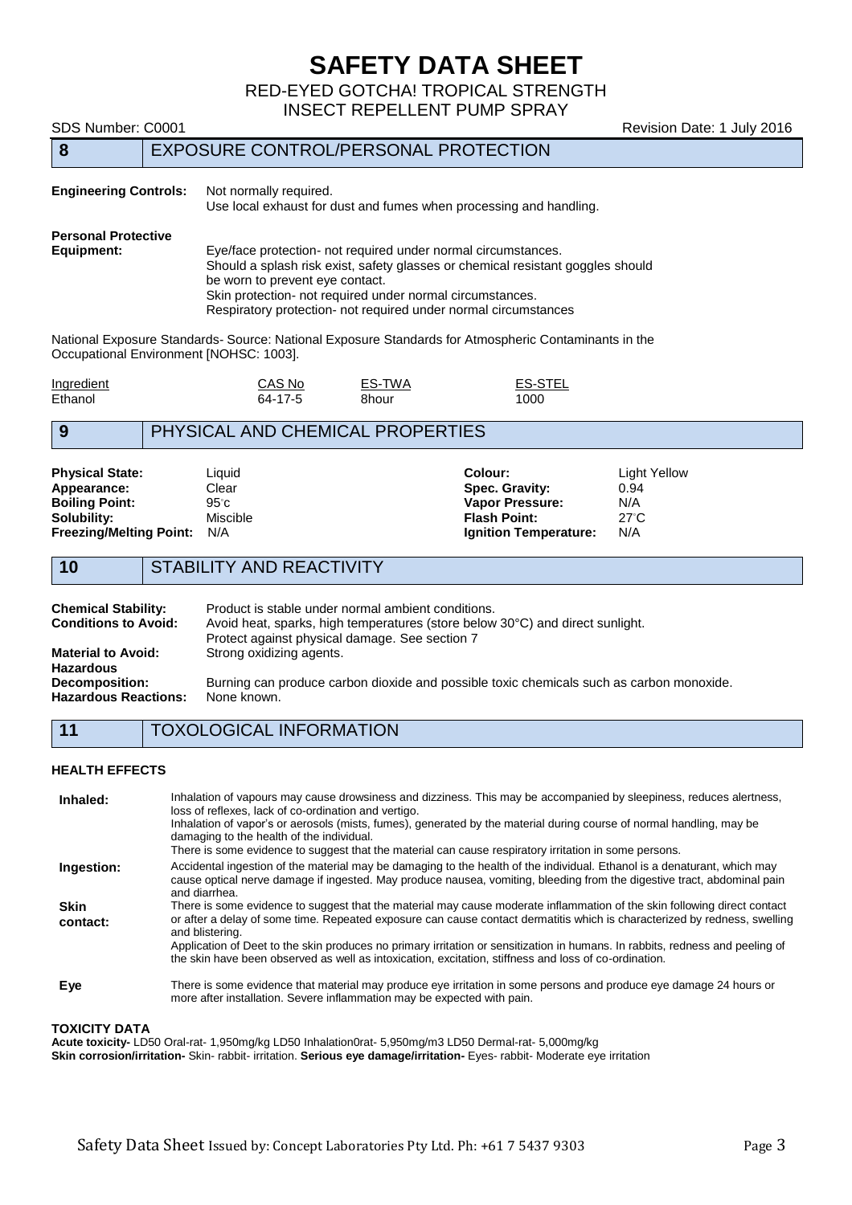# SAFETY DATA SHEET

RED-EYED GOTCHA! TROPICAL STRENGTH
INSECT REPELLENT PUMP SPRAY

SDS Number: C0001 | Revision Date: 1 July 2016

## 8 EXPOSURE CONTROL/PERSONAL PROTECTION

**Engineering Controls:** Not normally required.
Use local exhaust for dust and fumes when processing and handling.

**Personal Protective Equipment:** Eye/face protection- not required under normal circumstances.
Should a splash risk exist, safety glasses or chemical resistant goggles should be worn to prevent eye contact.
Skin protection- not required under normal circumstances.
Respiratory protection- not required under normal circumstances

National Exposure Standards- Source: National Exposure Standards for Atmospheric Contaminants in the Occupational Environment [NOHSC: 1003].

| Ingredient | CAS No | ES-TWA | ES-STEL |
|---|---|---|---|
| Ethanol | 64-17-5 | 8hour | 1000 |

## 9 PHYSICAL AND CHEMICAL PROPERTIES

| | | | |
|---|---|---|---|
| **Physical State:** | Liquid | **Colour:** | Light Yellow |
| **Appearance:** | Clear | **Spec. Gravity:** | 0.94 |
| **Boiling Point:** | 95◦c | **Vapor Pressure:** | N/A |
| **Solubility:** | Miscible | **Flash Point:** | 27◦C |
| **Freezing/Melting Point:** | N/A | **Ignition Temperature:** | N/A |

## 10 STABILITY AND REACTIVITY

**Chemical Stability:** Product is stable under normal ambient conditions.

**Conditions to Avoid:** Avoid heat, sparks, high temperatures (store below 30°C) and direct sunlight.
Protect against physical damage. See section 7

**Material to Avoid:** Strong oxidizing agents.

**Hazardous Decomposition:** Burning can produce carbon dioxide and possible toxic chemicals such as carbon monoxide.

**Hazardous Reactions:** None known.

## 11 TOXOLOGICAL INFORMATION

### HEALTH EFFECTS

**Inhaled:** Inhalation of vapours may cause drowsiness and dizziness. This may be accompanied by sleepiness, reduces alertness, loss of reflexes, lack of co-ordination and vertigo.
Inhalation of vapor's or aerosols (mists, fumes), generated by the material during course of normal handling, may be damaging to the health of the individual.
There is some evidence to suggest that the material can cause respiratory irritation in some persons.

**Ingestion:** Accidental ingestion of the material may be damaging to the health of the individual. Ethanol is a denaturant, which may cause optical nerve damage if ingested. May produce nausea, vomiting, bleeding from the digestive tract, abdominal pain and diarrhea.

**Skin contact:** There is some evidence to suggest that the material may cause moderate inflammation of the skin following direct contact or after a delay of some time. Repeated exposure can cause contact dermatitis which is characterized by redness, swelling and blistering.
Application of Deet to the skin produces no primary irritation or sensitization in humans. In rabbits, redness and peeling of the skin have been observed as well as intoxication, excitation, stiffness and loss of co-ordination.

**Eye** There is some evidence that material may produce eye irritation in some persons and produce eye damage 24 hours or more after installation. Severe inflammation may be expected with pain.

### TOXICITY DATA

**Acute toxicity-** LD50 Oral-rat- 1,950mg/kg LD50 Inhalation0rat- 5,950mg/m3 LD50 Dermal-rat- 5,000mg/kg
**Skin corrosion/irritation-** Skin- rabbit- irritation. **Serious eye damage/irritation-** Eyes- rabbit- Moderate eye irritation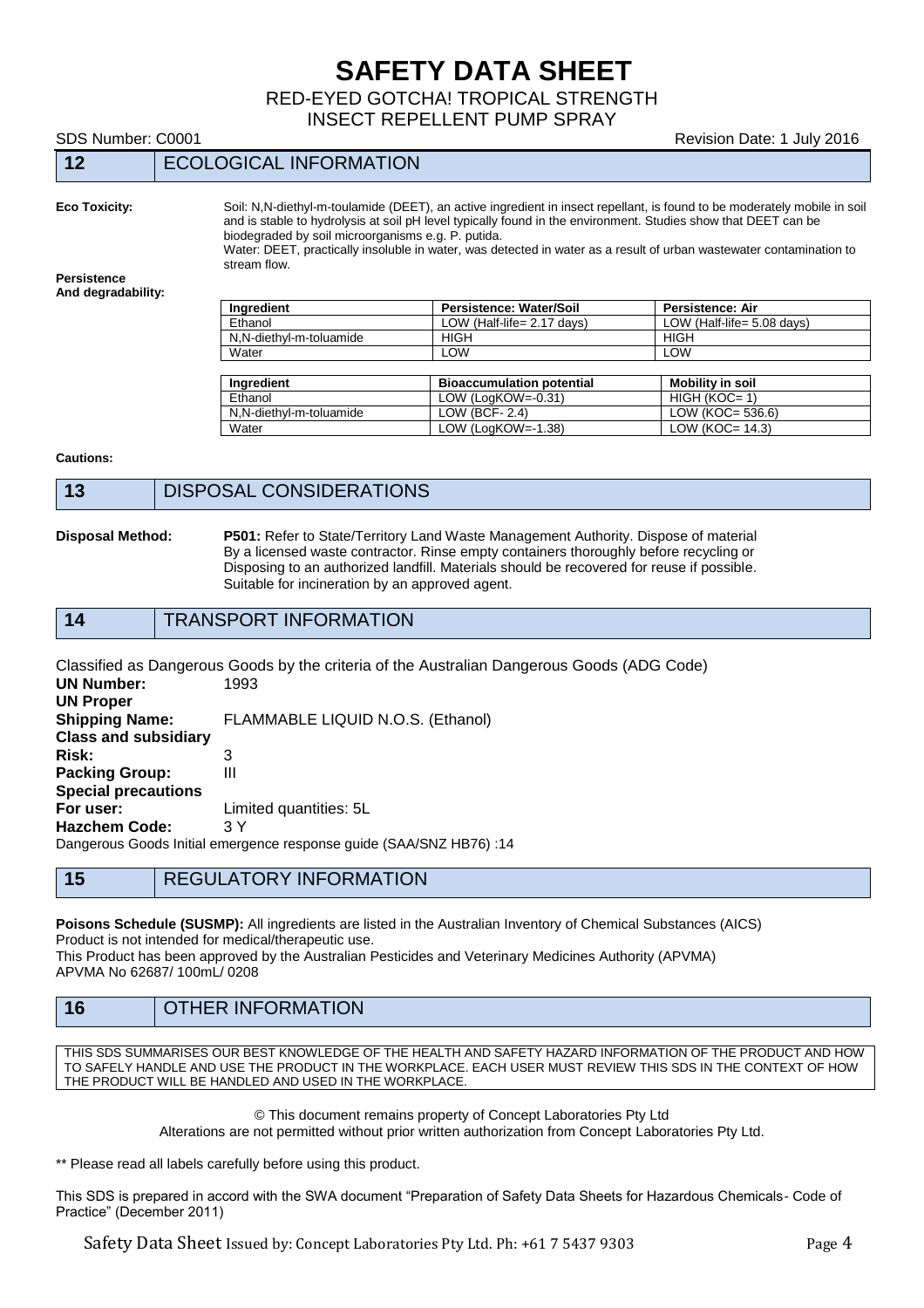# SAFETY DATA SHEET

RED-EYED GOTCHA! TROPICAL STRENGTH
INSECT REPELLENT PUMP SPRAY

SDS Number: C0001 Revision Date: 1 July 2016

## 12 ECOLOGICAL INFORMATION

**Eco Toxicity:**

Soil: N,N-diethyl-m-toulamide (DEET), an active ingredient in insect repellant, is found to be moderately mobile in soil and is stable to hydrolysis at soil pH level typically found in the environment. Studies show that DEET can be biodegraded by soil microorganisms e.g. P. putida.
Water: DEET, practically insoluble in water, was detected in water as a result of urban wastewater contamination to stream flow.

**Persistence And degradability:**

| Ingredient | Persistence: Water/Soil | Persistence: Air |
|---|---|---|
| Ethanol | LOW (Half-life= 2.17 days) | LOW (Half-life= 5.08 days) |
| N,N-diethyl-m-toluamide | HIGH | HIGH |
| Water | LOW | LOW |

| Ingredient | Bioaccumulation potential | Mobility in soil |
|---|---|---|
| Ethanol | LOW (LogKOW=-0.31) | HIGH (KOC= 1) |
| N,N-diethyl-m-toluamide | LOW (BCF- 2.4) | LOW (KOC= 536.6) |
| Water | LOW (LogKOW=-1.38) | LOW (KOC= 14.3) |

**Cautions:**

## 13 DISPOSAL CONSIDERATIONS

**Disposal Method:** **P501:** Refer to State/Territory Land Waste Management Authority. Dispose of material By a licensed waste contractor. Rinse empty containers thoroughly before recycling or Disposing to an authorized landfill. Materials should be recovered for reuse if possible. Suitable for incineration by an approved agent.

## 14 TRANSPORT INFORMATION

Classified as Dangerous Goods by the criteria of the Australian Dangerous Goods (ADG Code)

**UN Number:** 1993
**UN Proper Shipping Name:** FLAMMABLE LIQUID N.O.S. (Ethanol)
**Class and subsidiary Risk:** 3
**Packing Group:** III
**Special precautions For user:** Limited quantities: 5L
**Hazchem Code:** 3 Y

Dangerous Goods Initial emergence response guide (SAA/SNZ HB76) :14

## 15 REGULATORY INFORMATION

**Poisons Schedule (SUSMP):** All ingredients are listed in the Australian Inventory of Chemical Substances (AICS)
Product is not intended for medical/therapeutic use.
This Product has been approved by the Australian Pesticides and Veterinary Medicines Authority (APVMA)
APVMA No 62687/ 100mL/ 0208

## 16 OTHER INFORMATION

THIS SDS SUMMARISES OUR BEST KNOWLEDGE OF THE HEALTH AND SAFETY HAZARD INFORMATION OF THE PRODUCT AND HOW TO SAFELY HANDLE AND USE THE PRODUCT IN THE WORKPLACE. EACH USER MUST REVIEW THIS SDS IN THE CONTEXT OF HOW THE PRODUCT WILL BE HANDLED AND USED IN THE WORKPLACE.

© This document remains property of Concept Laboratories Pty Ltd
Alterations are not permitted without prior written authorization from Concept Laboratories Pty Ltd.

** Please read all labels carefully before using this product.

This SDS is prepared in accord with the SWA document "Preparation of Safety Data Sheets for Hazardous Chemicals- Code of Practice" (December 2011)